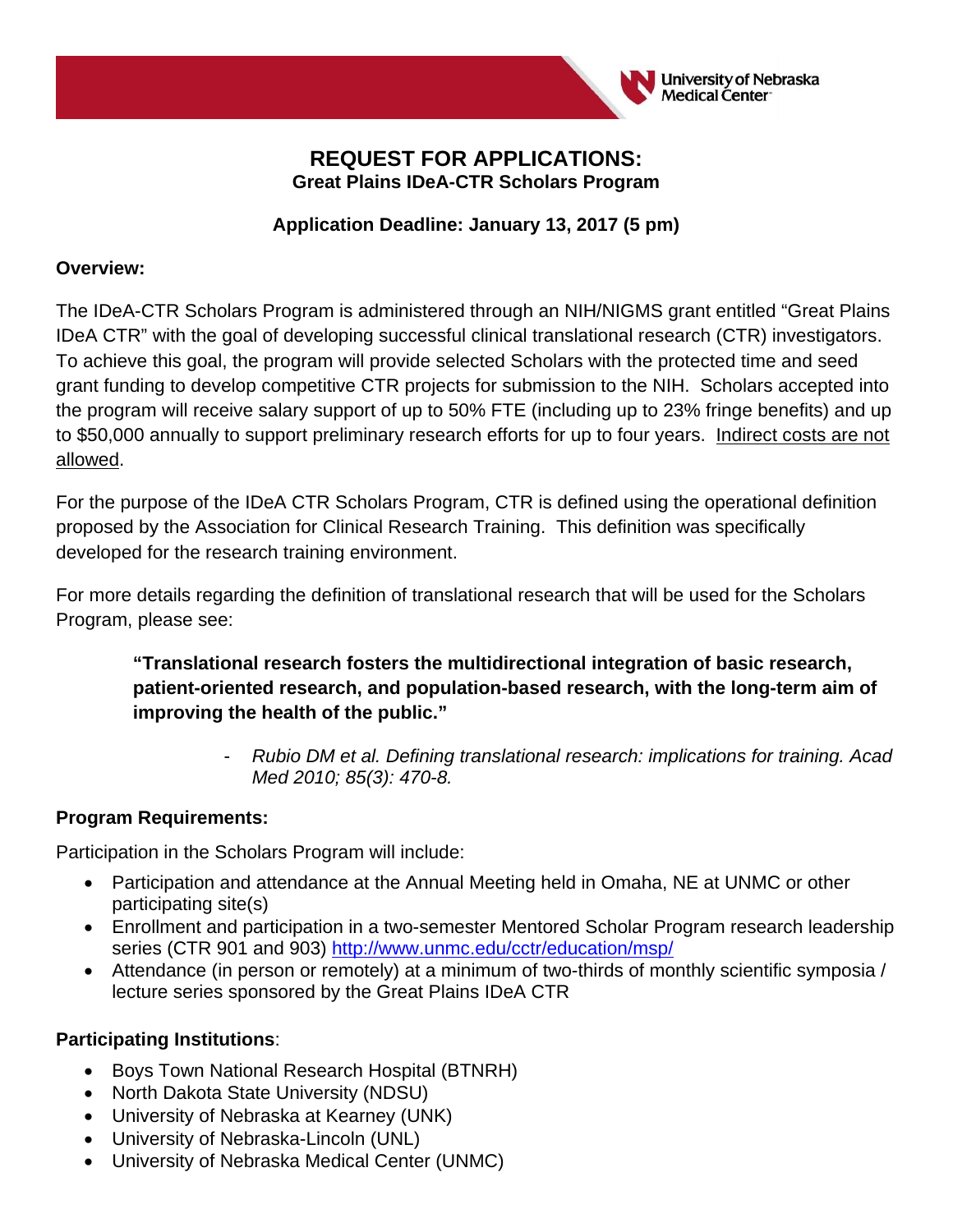# REQUEST FOR APPLICATIONS:

## Great Plains IDeA-CTR Scholars Program

**Application Deadline: January 13, 2017 (5 pm)**

**Overview:**

The IDeA-CTR Scholars Program is administered through an NIH/NIGMS grant entitled "Great Plains IDeA CTR" with the goal of developing successful clinical translational research (CTR) investigators. To achieve this goal, the program will provide selected Scholars with the protected time and seed grant funding to develop competitive CTR projects for submission to the NIH. Scholars accepted into the program will receive salary support of up to 50% FTE (including up to 23% fringe benefits) and up to $50,000 annually to support preliminary research efforts for up to four years. Indirect costs are not allowed.

For the purpose of the IDeA CTR Scholars Program, CTR is defined using the operational definition proposed by the Association for Clinical Research Training. This definition was specifically developed for the research training environment.

For more details regarding the definition of translational research that will be used for the Scholars Program, please see:

> **"Translational research fosters the multidirectional integration of basic research, patient-oriented research, and population-based research, with the long-term aim of improving the health of the public."**
>
> - *Rubio DM et al. Defining translational research: implications for training. Acad Med 2010; 85(3): 470-8.*

**Program Requirements:**

Participation in the Scholars Program will include:

- Participation and attendance at the Annual Meeting held in Omaha, NE at UNMC or other participating site(s)
- Enrollment and participation in a two-semester Mentored Scholar Program research leadership series (CTR 901 and 903) http://www.unmc.edu/cctr/education/msp/
- Attendance (in person or remotely) at a minimum of two-thirds of monthly scientific symposia / lecture series sponsored by the Great Plains IDeA CTR

**Participating Institutions**:

- Boys Town National Research Hospital (BTNRH)
- North Dakota State University (NDSU)
- University of Nebraska at Kearney (UNK)
- University of Nebraska-Lincoln (UNL)
- University of Nebraska Medical Center (UNMC)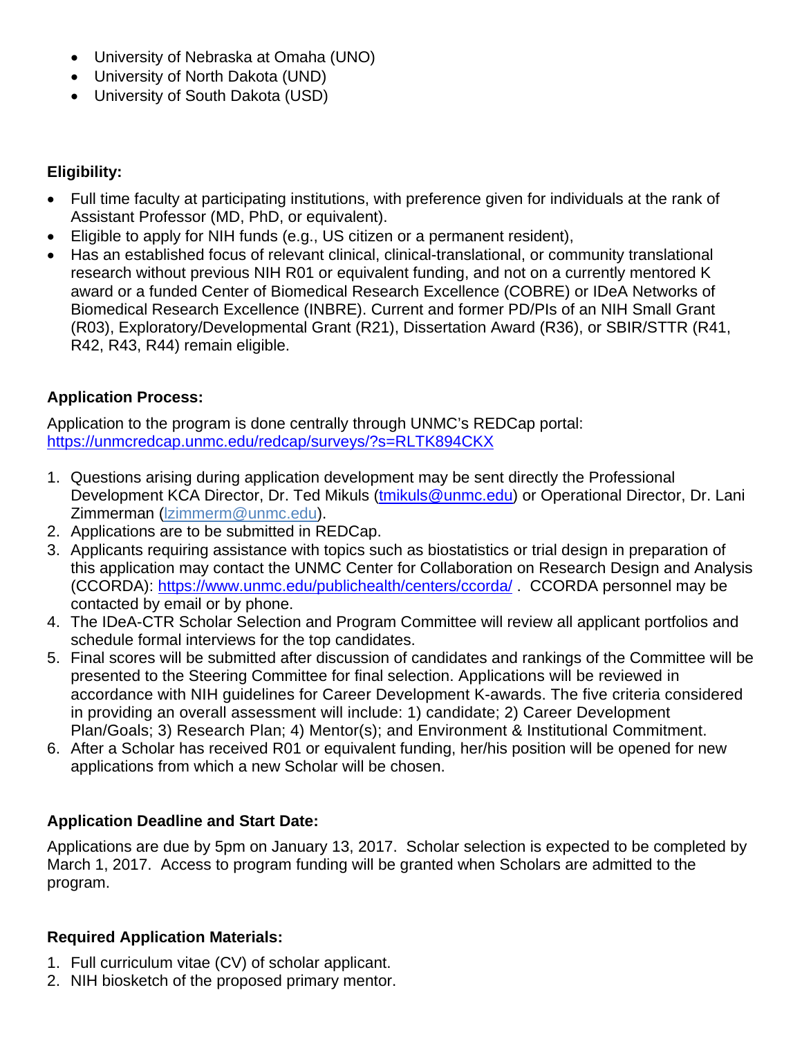- University of Nebraska at Omaha (UNO)
- University of North Dakota (UND)
- University of South Dakota (USD)

**Eligibility:**

- Full time faculty at participating institutions, with preference given for individuals at the rank of Assistant Professor (MD, PhD, or equivalent).
- Eligible to apply for NIH funds (e.g., US citizen or a permanent resident),
- Has an established focus of relevant clinical, clinical-translational, or community translational research without previous NIH R01 or equivalent funding, and not on a currently mentored K award or a funded Center of Biomedical Research Excellence (COBRE) or IDeA Networks of Biomedical Research Excellence (INBRE). Current and former PD/PIs of an NIH Small Grant (R03), Exploratory/Developmental Grant (R21), Dissertation Award (R36), or SBIR/STTR (R41, R42, R43, R44) remain eligible.

**Application Process:**

Application to the program is done centrally through UNMC's REDCap portal: https://unmcredcap.unmc.edu/redcap/surveys/?s=RLTK894CKX

1. Questions arising during application development may be sent directly the Professional Development KCA Director, Dr. Ted Mikuls (tmikuls@unmc.edu) or Operational Director, Dr. Lani Zimmerman (lzimmerm@unmc.edu).
2. Applications are to be submitted in REDCap.
3. Applicants requiring assistance with topics such as biostatistics or trial design in preparation of this application may contact the UNMC Center for Collaboration on Research Design and Analysis (CCORDA): https://www.unmc.edu/publichealth/centers/ccorda/ . CCORDA personnel may be contacted by email or by phone.
4. The IDeA-CTR Scholar Selection and Program Committee will review all applicant portfolios and schedule formal interviews for the top candidates.
5. Final scores will be submitted after discussion of candidates and rankings of the Committee will be presented to the Steering Committee for final selection. Applications will be reviewed in accordance with NIH guidelines for Career Development K-awards. The five criteria considered in providing an overall assessment will include: 1) candidate; 2) Career Development Plan/Goals; 3) Research Plan; 4) Mentor(s); and Environment & Institutional Commitment.
6. After a Scholar has received R01 or equivalent funding, her/his position will be opened for new applications from which a new Scholar will be chosen.

**Application Deadline and Start Date:**

Applications are due by 5pm on January 13, 2017. Scholar selection is expected to be completed by March 1, 2017. Access to program funding will be granted when Scholars are admitted to the program.

**Required Application Materials:**

1. Full curriculum vitae (CV) of scholar applicant.
2. NIH biosketch of the proposed primary mentor.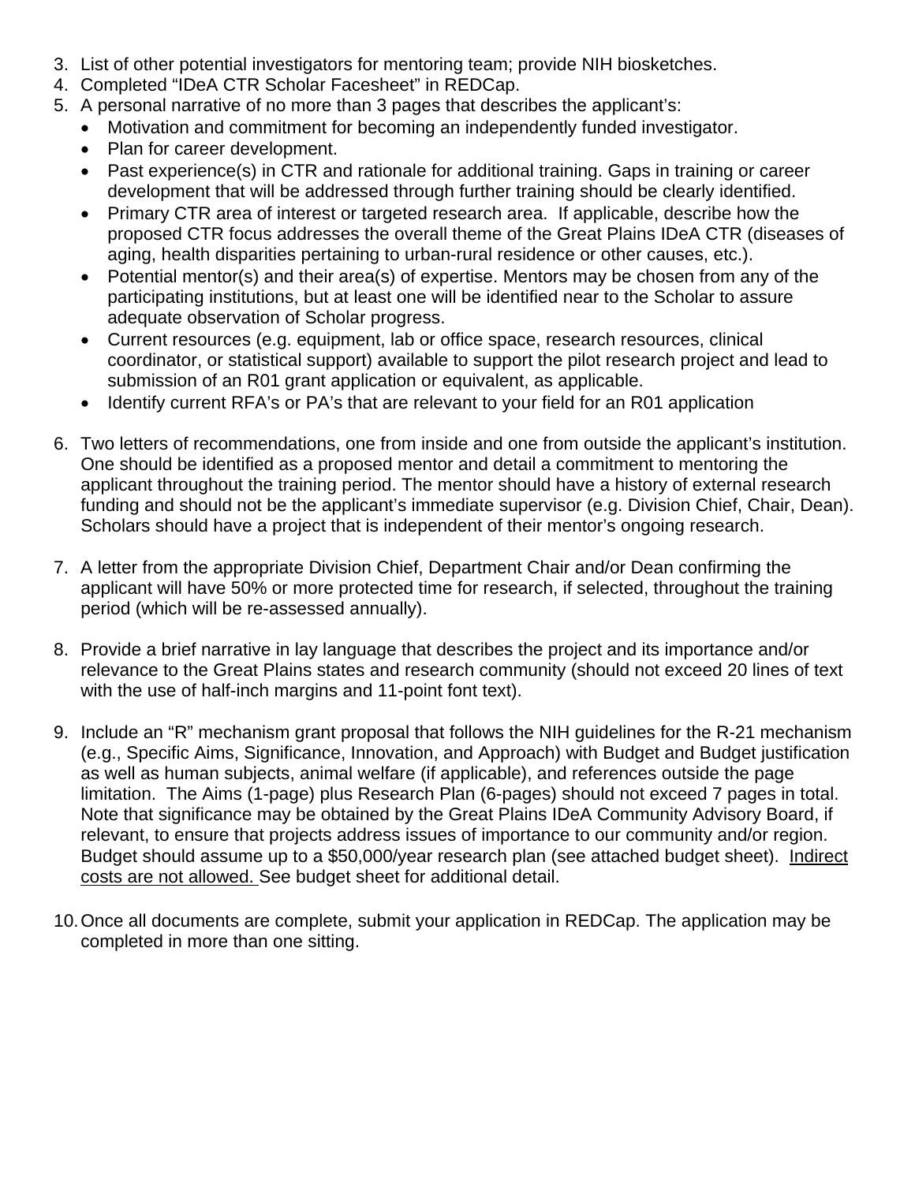3. List of other potential investigators for mentoring team; provide NIH biosketches.
4. Completed “IDeA CTR Scholar Facesheet” in REDCap.
5. A personal narrative of no more than 3 pages that describes the applicant’s:
   - Motivation and commitment for becoming an independently funded investigator.
   - Plan for career development.
   - Past experience(s) in CTR and rationale for additional training. Gaps in training or career development that will be addressed through further training should be clearly identified.
   - Primary CTR area of interest or targeted research area. If applicable, describe how the proposed CTR focus addresses the overall theme of the Great Plains IDeA CTR (diseases of aging, health disparities pertaining to urban-rural residence or other causes, etc.).
   - Potential mentor(s) and their area(s) of expertise. Mentors may be chosen from any of the participating institutions, but at least one will be identified near to the Scholar to assure adequate observation of Scholar progress.
   - Current resources (e.g. equipment, lab or office space, research resources, clinical coordinator, or statistical support) available to support the pilot research project and lead to submission of an R01 grant application or equivalent, as applicable.
   - Identify current RFA’s or PA’s that are relevant to your field for an R01 application

6. Two letters of recommendations, one from inside and one from outside the applicant’s institution. One should be identified as a proposed mentor and detail a commitment to mentoring the applicant throughout the training period. The mentor should have a history of external research funding and should not be the applicant’s immediate supervisor (e.g. Division Chief, Chair, Dean). Scholars should have a project that is independent of their mentor’s ongoing research.

7. A letter from the appropriate Division Chief, Department Chair and/or Dean confirming the applicant will have 50% or more protected time for research, if selected, throughout the training period (which will be re-assessed annually).

8. Provide a brief narrative in lay language that describes the project and its importance and/or relevance to the Great Plains states and research community (should not exceed 20 lines of text with the use of half-inch margins and 11-point font text).

9. Include an “R” mechanism grant proposal that follows the NIH guidelines for the R-21 mechanism (e.g., Specific Aims, Significance, Innovation, and Approach) with Budget and Budget justification as well as human subjects, animal welfare (if applicable), and references outside the page limitation. The Aims (1-page) plus Research Plan (6-pages) should not exceed 7 pages in total. Note that significance may be obtained by the Great Plains IDeA Community Advisory Board, if relevant, to ensure that projects address issues of importance to our community and/or region. Budget should assume up to a $50,000/year research plan (see attached budget sheet). <u>Indirect costs are not allowed.</u> See budget sheet for additional detail.

10. Once all documents are complete, submit your application in REDCap. The application may be completed in more than one sitting.